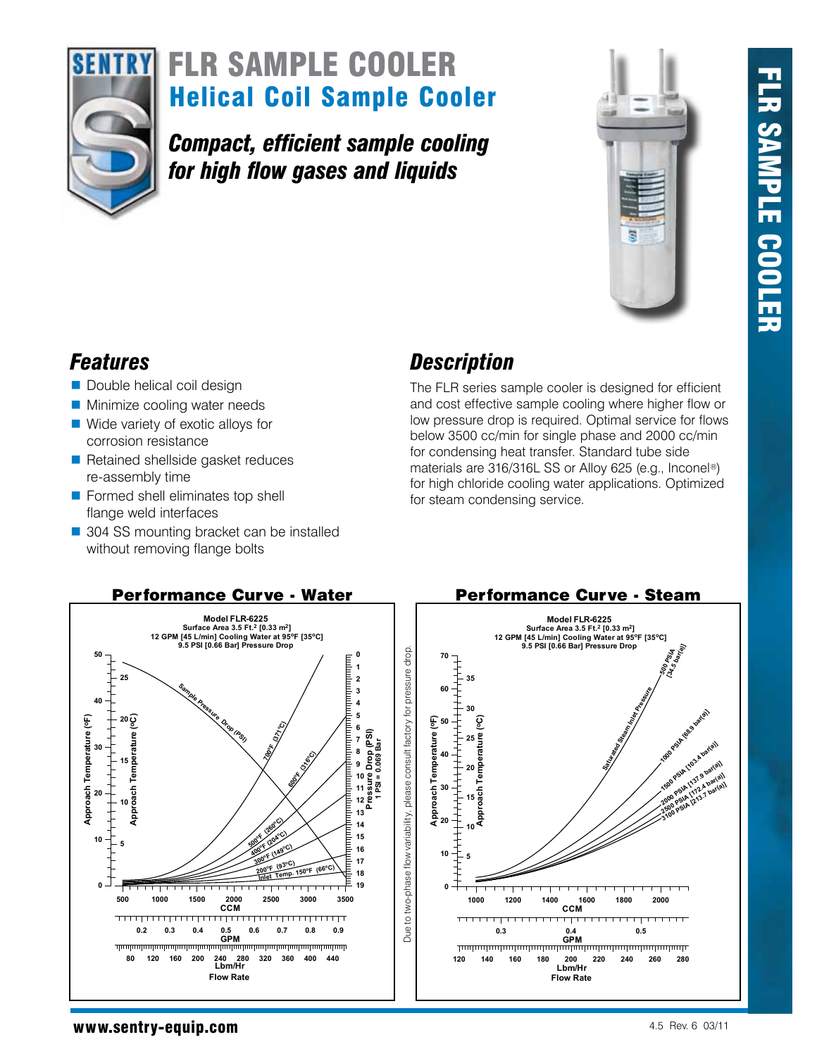# FLR SAMPLE COOLER

## Helical Coil Sample Cooler

### *Compact, efficient sample cooling for high flow gases and liquids*

## *Features*

- Double helical coil design
- Minimize cooling water needs
- Wide variety of exotic alloys for corrosion resistance
- Retained shellside gasket reduces re-assembly time
- Formed shell eliminates top shell flange weld interfaces
- 304 SS mounting bracket can be installed without removing flange bolts

## *Description*

The FLR series sample cooler is designed for efficient and cost effective sample cooling where higher flow or low pressure drop is required. Optimal service for flows below 3500 cc/min for single phase and 2000 cc/min for condensing heat transfer. Standard tube side materials are 316/316L SS or Alloy 625 (e.g., Inconel®) for high chloride cooling water applications. Optimized for steam condensing service.

### Performance Curve - Water

Model FLR-6225
Surface Area 3.5 Ft.[2] [0.33 m[2]]
12 GPM [45 L/min] Cooling Water at 95°F [35°C]
9.5 PSI [0.66 Bar] Pressure Drop

Curves: Sample Pressure Drop (PSI); 700°F (371°C); 600°F (316°C); 500°F (260°C); 400°F (204°C); 300°F (149°C); 200°F (93°C); Inlet Temp. 150°F (66°C)

Axes: Approach Temperature (ºF) 0–50; Approach Temperature (ºC) 5–25; Pressure Drop (PSI) 0–19, 1 PSI = 0.069 Bar; Flow Rate: CCM 500–3500; GPM 0.2–0.9; Lbm/Hr 80–440

Due to two-phase flow variability, please consult factory for pressure drop.

### Performance Curve - Steam

Model FLR-6225
Surface Area 3.5 Ft.[2] [0.33 m[2]]
12 GPM [45 L/min] Cooling Water at 95°F [35°C]
9.5 PSI [0.66 Bar] Pressure Drop

Curves: Saturated Steam Inlet Pressure; 500 PSIA [34.5 bar(a)]; 1000 PSIA [68.9 bar(a)]; 1500 PSIA [103.4 bar(a)]; 2000 PSIA [137.9 bar(a)]; 2500 PSIA [172.4 bar(a)]; 3100 PSIA [213.7 bar(a)]

Axes: Approach Temperature (ºF) 0–70; Approach Temperature (ºC) 5–35; Flow Rate: CCM 1000–2000; GPM 0.3–0.5; Lbm/Hr 120–280

www.sentry-equip.com

4.5 Rev. 6 03/11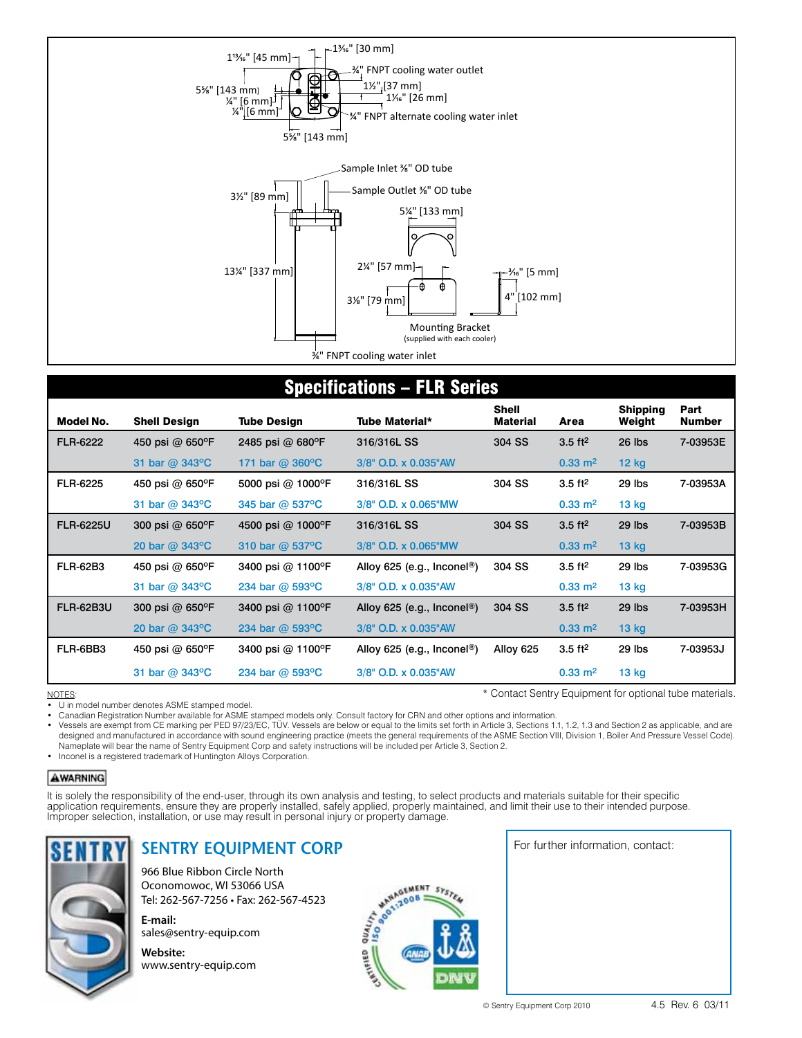1¹³⁄₁₆" [45 mm]

1³⁄₁₆" [30 mm]

¾" FNPT cooling water outlet

5⅝" [143 mm]

¼" [6 mm]

¼" [6 mm]

1½" [37 mm]

1¹⁄₁₆" [26 mm]

¾" FNPT alternate cooling water inlet

5⅝" [143 mm]

Sample Inlet ⅜" OD tube

Sample Outlet ⅜" OD tube

3½" [89 mm]

5¼" [133 mm]

13¼" [337 mm]

2¼" [57 mm]

3⅛" [79 mm]

³⁄₁₆" [5 mm]

4" [102 mm]

Mounting Bracket
(supplied with each cooler)

¾" FNPT cooling water inlet

## Specifications – FLR Series

| Model No. | Shell Design | Tube Design | Tube Material* | Shell Material | Area | Shipping Weight | Part Number |
|---|---|---|---|---|---|---|---|
| FLR-6222 | 450 psi @ 650°F | 2485 psi @ 680°F | 316/316L SS | 304 SS | 3.5 ft² | 26 lbs | 7-03953E |
| | 31 bar @ 343°C | 171 bar @ 360°C | 3/8" O.D. x 0.035"AW | | 0.33 m² | 12 kg | |
| FLR-6225 | 450 psi @ 650°F | 5000 psi @ 1000°F | 316/316L SS | 304 SS | 3.5 ft² | 29 lbs | 7-03953A |
| | 31 bar @ 343°C | 345 bar @ 537°C | 3/8" O.D. x 0.065"MW | | 0.33 m² | 13 kg | |
| FLR-6225U | 300 psi @ 650°F | 4500 psi @ 1000°F | 316/316L SS | 304 SS | 3.5 ft² | 29 lbs | 7-03953B |
| | 20 bar @ 343°C | 310 bar @ 537°C | 3/8" O.D. x 0.065"MW | | 0.33 m² | 13 kg | |
| FLR-62B3 | 450 psi @ 650°F | 3400 psi @ 1100°F | Alloy 625 (e.g., Inconel®) | 304 SS | 3.5 ft² | 29 lbs | 7-03953G |
| | 31 bar @ 343°C | 234 bar @ 593°C | 3/8" O.D. x 0.035"AW | | 0.33 m² | 13 kg | |
| FLR-62B3U | 300 psi @ 650°F | 3400 psi @ 1100°F | Alloy 625 (e.g., Inconel®) | 304 SS | 3.5 ft² | 29 lbs | 7-03953H |
| | 20 bar @ 343°C | 234 bar @ 593°C | 3/8" O.D. x 0.035"AW | | 0.33 m² | 13 kg | |
| FLR-6BB3 | 450 psi @ 650°F | 3400 psi @ 1100°F | Alloy 625 (e.g., Inconel®) | Alloy 625 | 3.5 ft² | 29 lbs | 7-03953J |
| | 31 bar @ 343°C | 234 bar @ 593°C | 3/8" O.D. x 0.035"AW | | 0.33 m² | 13 kg | |

NOTES:

\* Contact Sentry Equipment for optional tube materials.

- U in model number denotes ASME stamped model.
- Canadian Registration Number available for ASME stamped models only. Consult factory for CRN and other options and information.
- Vessels are exempt from CE marking per PED 97/23/EC, TÜV. Vessels are below or equal to the limits set forth in Article 3, Sections 1.1, 1.2, 1.3 and Section 2 as applicable, and are designed and manufactured in accordance with sound engineering practice (meets the general requirements of the ASME Section VIII, Division 1, Boiler And Pressure Vessel Code). Nameplate will bear the name of Sentry Equipment Corp and safety instructions will be included per Article 3, Section 2.
- Inconel is a registered trademark of Huntington Alloys Corporation.

**⚠WARNING**

It is solely the responsibility of the end-user, through its own analysis and testing, to select products and materials suitable for their specific application requirements, ensure they are properly installed, safely applied, properly maintained, and limit their use to their intended purpose. Improper selection, installation, or use may result in personal injury or property damage.

## SENTRY EQUIPMENT CORP

966 Blue Ribbon Circle North
Oconomowoc, WI 53066 USA
Tel: 262-567-7256 • Fax: 262-567-4523

**E-mail:**
sales@sentry-equip.com

**Website:**
www.sentry-equip.com

CERTIFIED QUALITY MANAGEMENT SYSTEM ISO 9001:2008 ANAB DNV

For further information, contact:

© Sentry Equipment Corp 2010

4.5 Rev. 6 03/11